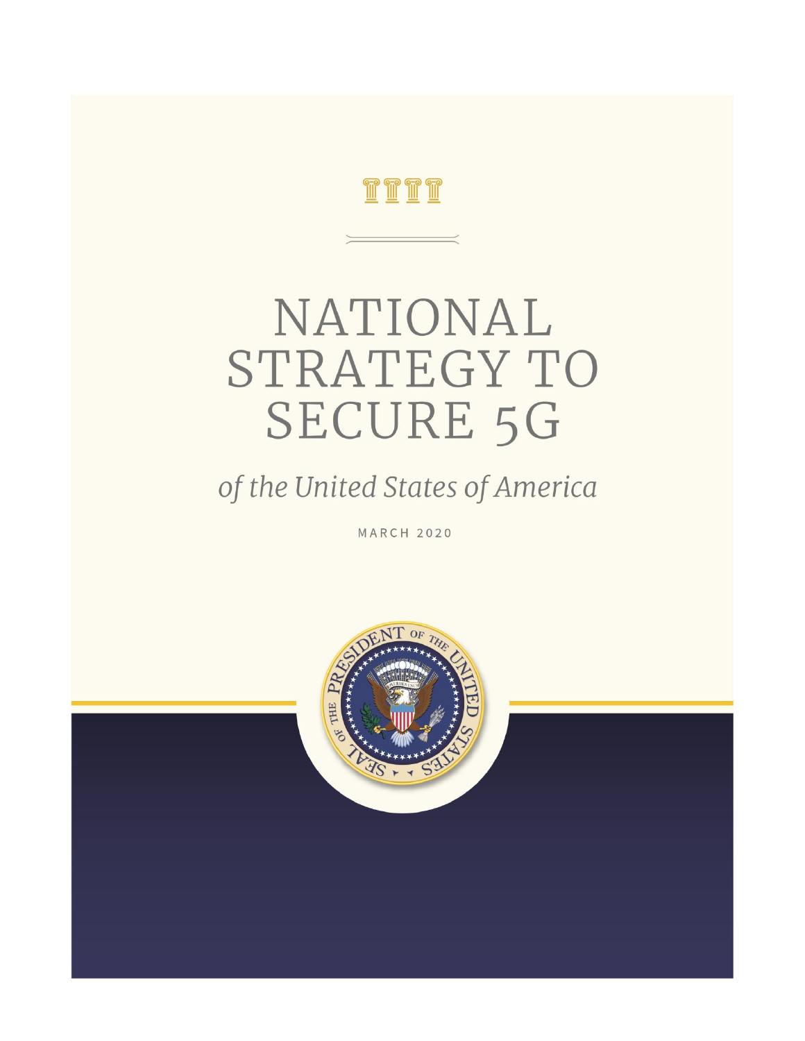# NATIONAL STRATEGY TO SECURE 5G

*of the United States of America*

MARCH 2020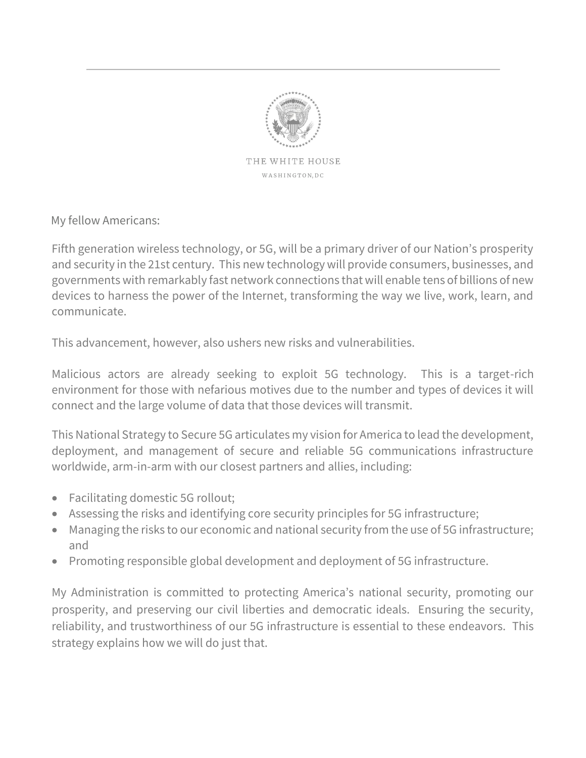THE WHITE HOUSE

WASHINGTON, DC

My fellow Americans:

Fifth generation wireless technology, or 5G, will be a primary driver of our Nation's prosperity and security in the 21st century. This new technology will provide consumers, businesses, and governments with remarkably fast network connections that will enable tens of billions of new devices to harness the power of the Internet, transforming the way we live, work, learn, and communicate.

This advancement, however, also ushers new risks and vulnerabilities.

Malicious actors are already seeking to exploit 5G technology. This is a target-rich environment for those with nefarious motives due to the number and types of devices it will connect and the large volume of data that those devices will transmit.

This National Strategy to Secure 5G articulates my vision for America to lead the development, deployment, and management of secure and reliable 5G communications infrastructure worldwide, arm-in-arm with our closest partners and allies, including:

- Facilitating domestic 5G rollout;
- Assessing the risks and identifying core security principles for 5G infrastructure;
- Managing the risks to our economic and national security from the use of 5G infrastructure; and
- Promoting responsible global development and deployment of 5G infrastructure.

My Administration is committed to protecting America's national security, promoting our prosperity, and preserving our civil liberties and democratic ideals. Ensuring the security, reliability, and trustworthiness of our 5G infrastructure is essential to these endeavors. This strategy explains how we will do just that.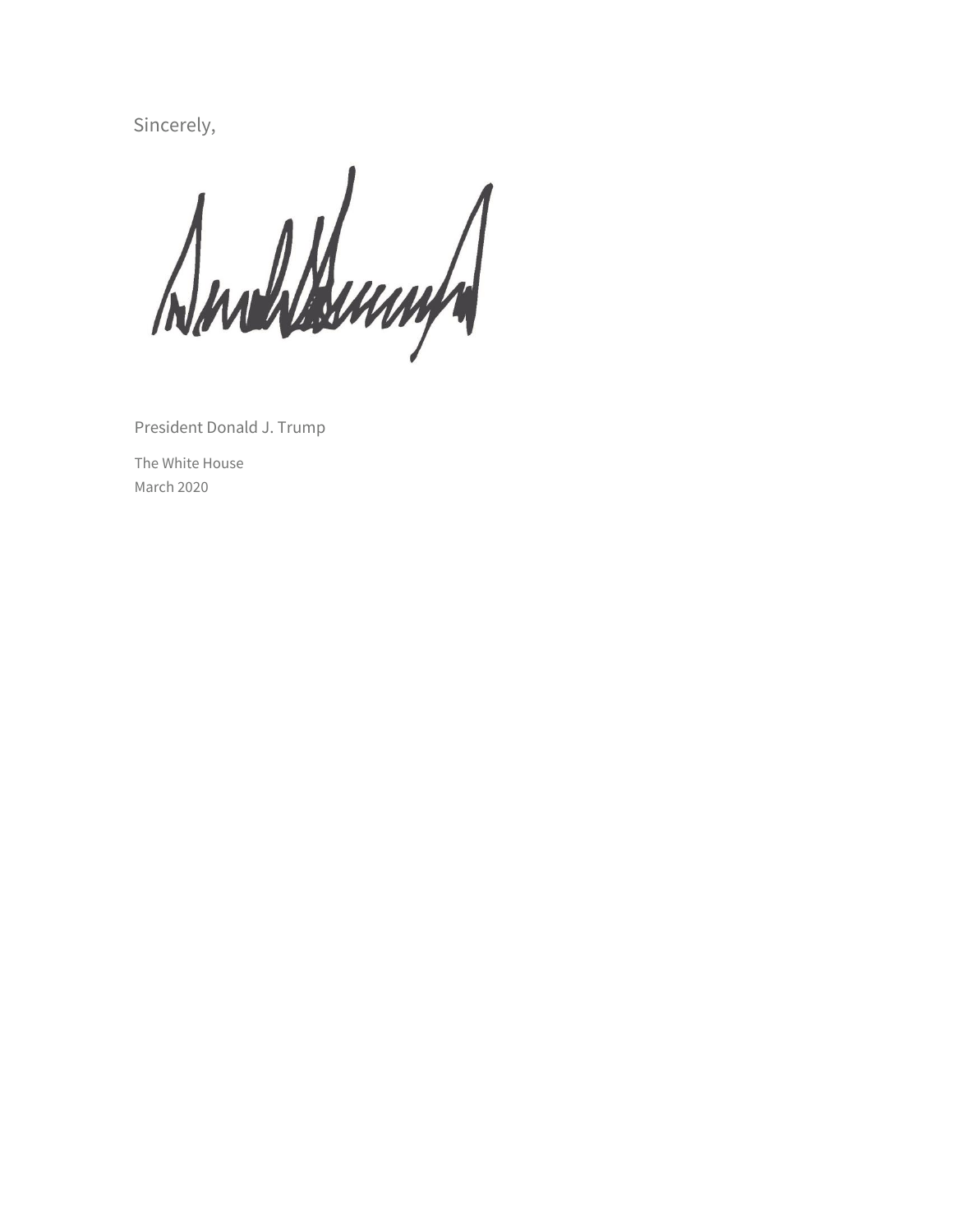Sincerely,

President Donald J. Trump

The White House
March 2020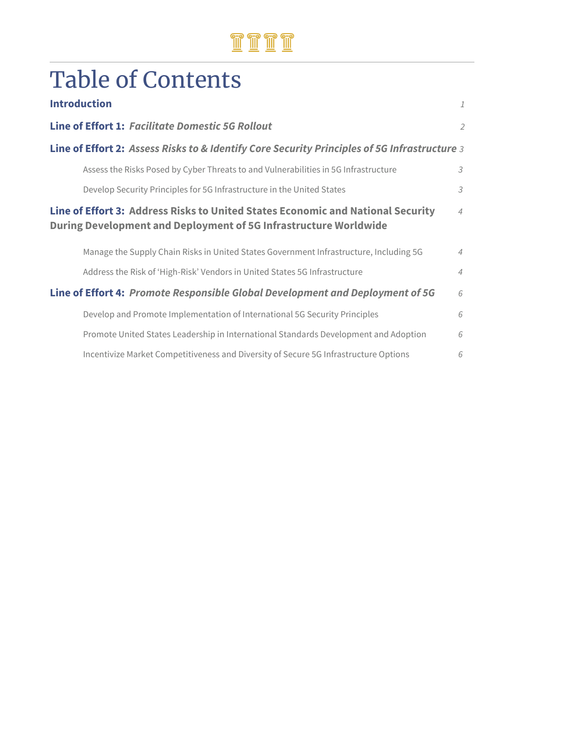# Table of Contents

| | |
|---|---|
| **Introduction** | *1* |
| **Line of Effort 1:** ***Facilitate Domestic 5G Rollout*** | *2* |
| **Line of Effort 2:** ***Assess Risks to & Identify Core Security Principles of 5G Infrastructure*** | *3* |
| Assess the Risks Posed by Cyber Threats to and Vulnerabilities in 5G Infrastructure | *3* |
| Develop Security Principles for 5G Infrastructure in the United States | *3* |
| **Line of Effort 3: Address Risks to United States Economic and National Security During Development and Deployment of 5G Infrastructure Worldwide** | *4* |
| Manage the Supply Chain Risks in United States Government Infrastructure, Including 5G | *4* |
| Address the Risk of 'High-Risk' Vendors in United States 5G Infrastructure | *4* |
| **Line of Effort 4:** ***Promote Responsible Global Development and Deployment of 5G*** | *6* |
| Develop and Promote Implementation of International 5G Security Principles | *6* |
| Promote United States Leadership in International Standards Development and Adoption | *6* |
| Incentivize Market Competitiveness and Diversity of Secure 5G Infrastructure Options | *6* |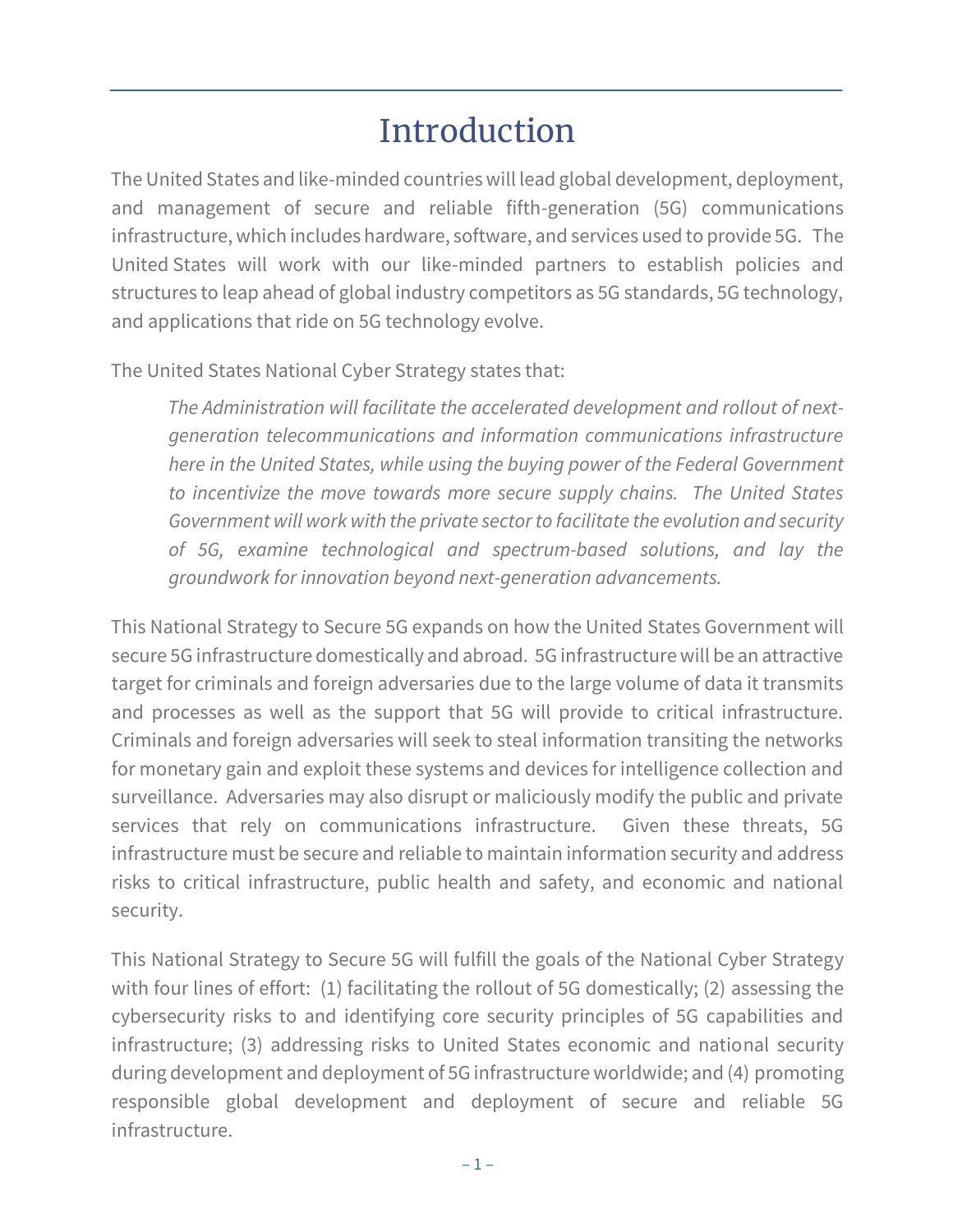# Introduction

The United States and like-minded countries will lead global development, deployment, and management of secure and reliable fifth-generation (5G) communications infrastructure, which includes hardware, software, and services used to provide 5G. The United States will work with our like-minded partners to establish policies and structures to leap ahead of global industry competitors as 5G standards, 5G technology, and applications that ride on 5G technology evolve.

The United States National Cyber Strategy states that:

> *The Administration will facilitate the accelerated development and rollout of next-generation telecommunications and information communications infrastructure here in the United States, while using the buying power of the Federal Government to incentivize the move towards more secure supply chains. The United States Government will work with the private sector to facilitate the evolution and security of 5G, examine technological and spectrum-based solutions, and lay the groundwork for innovation beyond next-generation advancements.*

This National Strategy to Secure 5G expands on how the United States Government will secure 5G infrastructure domestically and abroad. 5G infrastructure will be an attractive target for criminals and foreign adversaries due to the large volume of data it transmits and processes as well as the support that 5G will provide to critical infrastructure. Criminals and foreign adversaries will seek to steal information transiting the networks for monetary gain and exploit these systems and devices for intelligence collection and surveillance. Adversaries may also disrupt or maliciously modify the public and private services that rely on communications infrastructure. Given these threats, 5G infrastructure must be secure and reliable to maintain information security and address risks to critical infrastructure, public health and safety, and economic and national security.

This National Strategy to Secure 5G will fulfill the goals of the National Cyber Strategy with four lines of effort: (1) facilitating the rollout of 5G domestically; (2) assessing the cybersecurity risks to and identifying core security principles of 5G capabilities and infrastructure; (3) addressing risks to United States economic and national security during development and deployment of 5G infrastructure worldwide; and (4) promoting responsible global development and deployment of secure and reliable 5G infrastructure.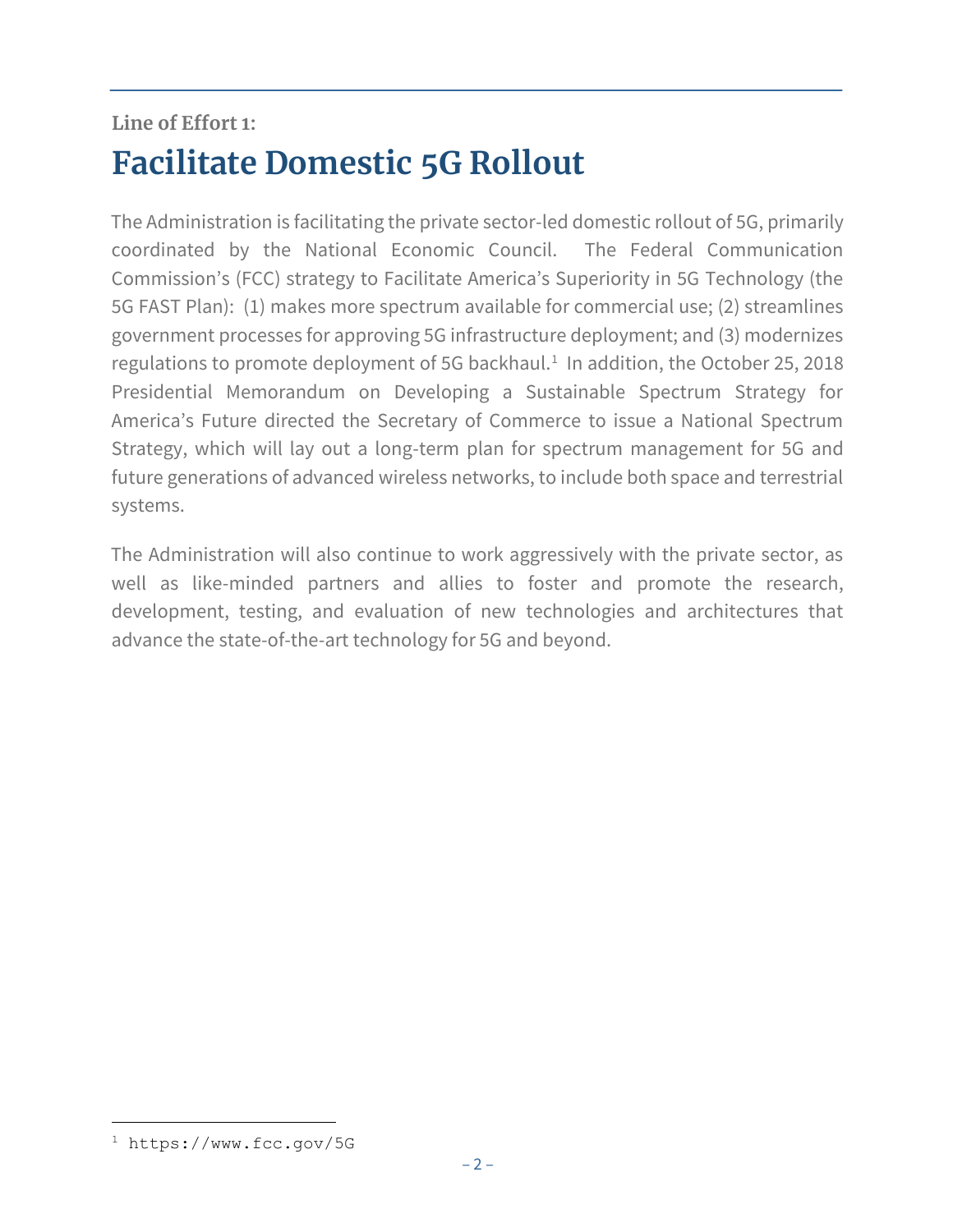Line of Effort 1:

# Facilitate Domestic 5G Rollout

The Administration is facilitating the private sector-led domestic rollout of 5G, primarily coordinated by the National Economic Council. The Federal Communication Commission's (FCC) strategy to Facilitate America's Superiority in 5G Technology (the 5G FAST Plan): (1) makes more spectrum available for commercial use; (2) streamlines government processes for approving 5G infrastructure deployment; and (3) modernizes regulations to promote deployment of 5G backhaul.[1] In addition, the October 25, 2018 Presidential Memorandum on Developing a Sustainable Spectrum Strategy for America's Future directed the Secretary of Commerce to issue a National Spectrum Strategy, which will lay out a long-term plan for spectrum management for 5G and future generations of advanced wireless networks, to include both space and terrestrial systems.

The Administration will also continue to work aggressively with the private sector, as well as like-minded partners and allies to foster and promote the research, development, testing, and evaluation of new technologies and architectures that advance the state-of-the-art technology for 5G and beyond.

[1] https://www.fcc.gov/5G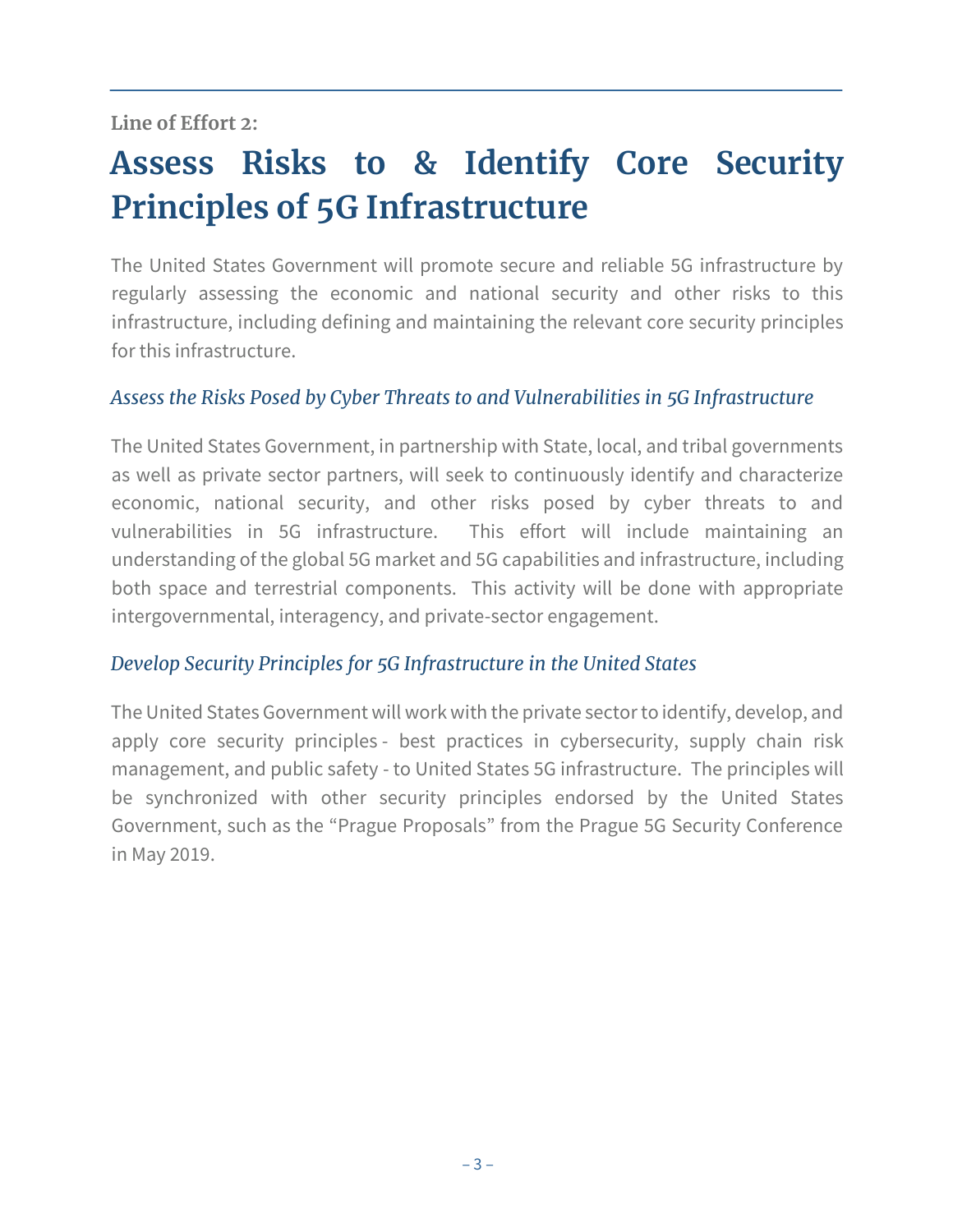Line of Effort 2:

# Assess Risks to & Identify Core Security Principles of 5G Infrastructure

The United States Government will promote secure and reliable 5G infrastructure by regularly assessing the economic and national security and other risks to this infrastructure, including defining and maintaining the relevant core security principles for this infrastructure.

### *Assess the Risks Posed by Cyber Threats to and Vulnerabilities in 5G Infrastructure*

The United States Government, in partnership with State, local, and tribal governments as well as private sector partners, will seek to continuously identify and characterize economic, national security, and other risks posed by cyber threats to and vulnerabilities in 5G infrastructure. This effort will include maintaining an understanding of the global 5G market and 5G capabilities and infrastructure, including both space and terrestrial components. This activity will be done with appropriate intergovernmental, interagency, and private-sector engagement.

### *Develop Security Principles for 5G Infrastructure in the United States*

The United States Government will work with the private sector to identify, develop, and apply core security principles - best practices in cybersecurity, supply chain risk management, and public safety - to United States 5G infrastructure. The principles will be synchronized with other security principles endorsed by the United States Government, such as the "Prague Proposals" from the Prague 5G Security Conference in May 2019.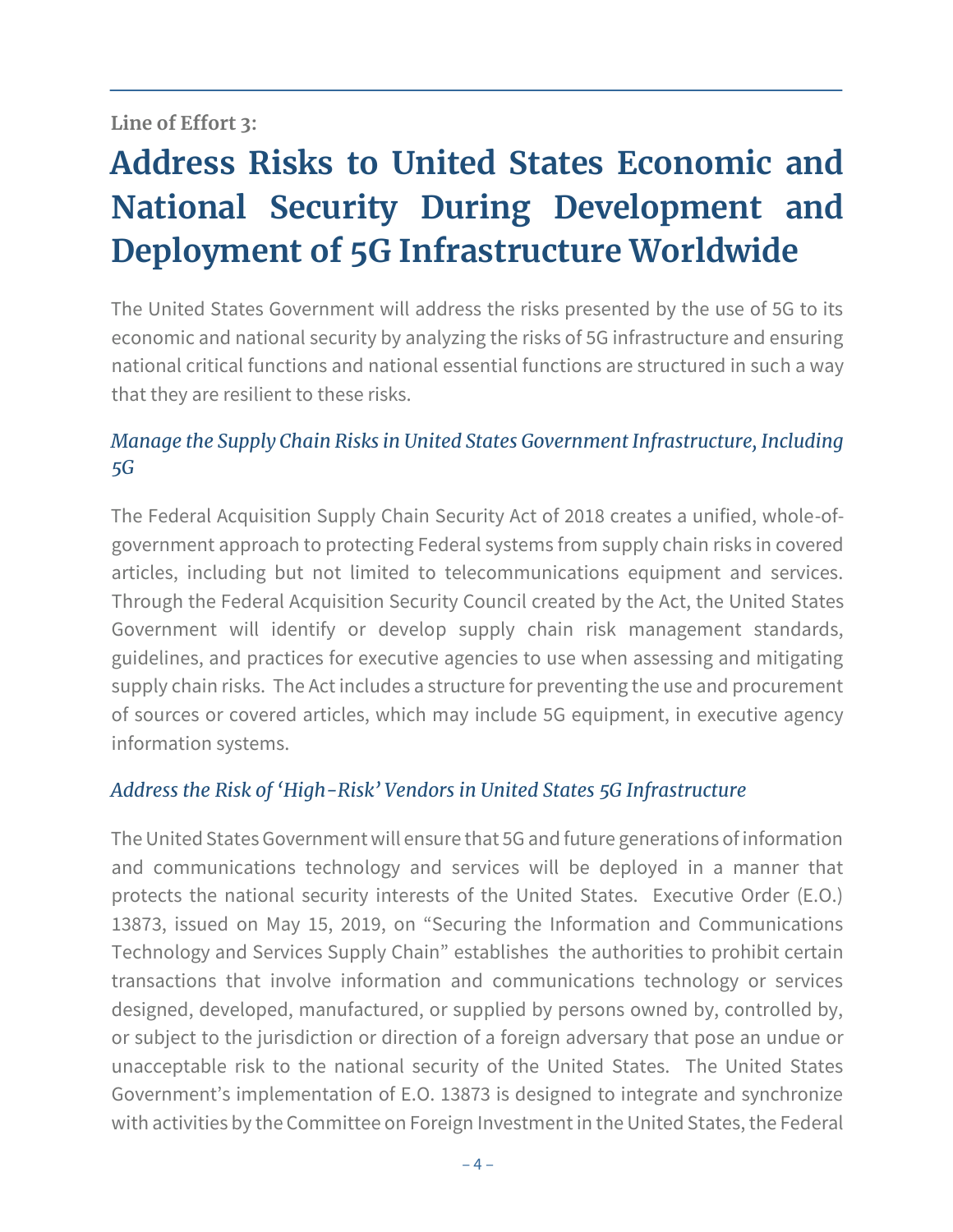Line of Effort 3:

# Address Risks to United States Economic and National Security During Development and Deployment of 5G Infrastructure Worldwide

The United States Government will address the risks presented by the use of 5G to its economic and national security by analyzing the risks of 5G infrastructure and ensuring national critical functions and national essential functions are structured in such a way that they are resilient to these risks.

### *Manage the Supply Chain Risks in United States Government Infrastructure, Including 5G*

The Federal Acquisition Supply Chain Security Act of 2018 creates a unified, whole-of-government approach to protecting Federal systems from supply chain risks in covered articles, including but not limited to telecommunications equipment and services. Through the Federal Acquisition Security Council created by the Act, the United States Government will identify or develop supply chain risk management standards, guidelines, and practices for executive agencies to use when assessing and mitigating supply chain risks. The Act includes a structure for preventing the use and procurement of sources or covered articles, which may include 5G equipment, in executive agency information systems.

### *Address the Risk of 'High-Risk' Vendors in United States 5G Infrastructure*

The United States Government will ensure that 5G and future generations of information and communications technology and services will be deployed in a manner that protects the national security interests of the United States. Executive Order (E.O.) 13873, issued on May 15, 2019, on "Securing the Information and Communications Technology and Services Supply Chain" establishes the authorities to prohibit certain transactions that involve information and communications technology or services designed, developed, manufactured, or supplied by persons owned by, controlled by, or subject to the jurisdiction or direction of a foreign adversary that pose an undue or unacceptable risk to the national security of the United States. The United States Government's implementation of E.O. 13873 is designed to integrate and synchronize with activities by the Committee on Foreign Investment in the United States, the Federal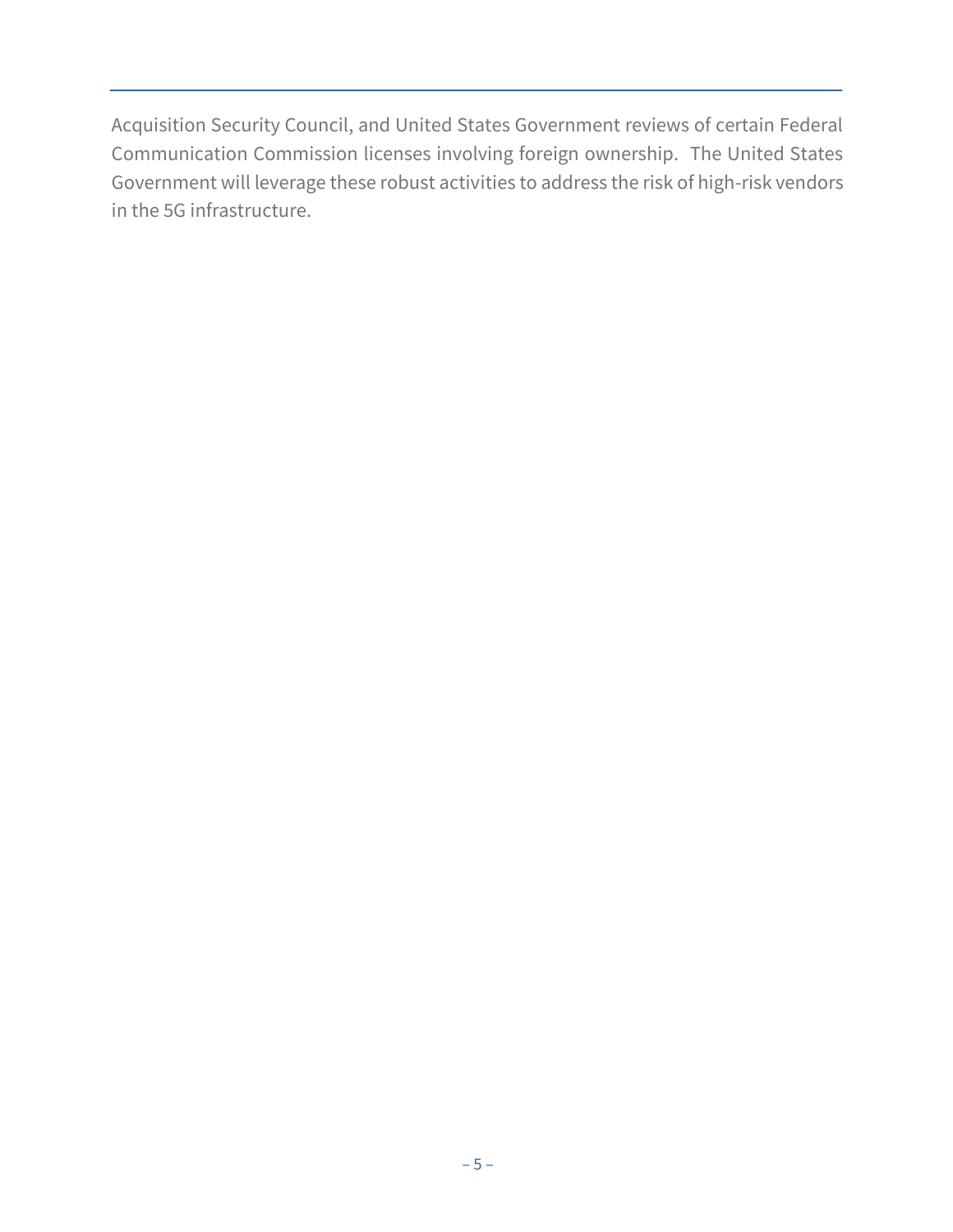Acquisition Security Council, and United States Government reviews of certain Federal Communication Commission licenses involving foreign ownership.  The United States Government will leverage these robust activities to address the risk of high-risk vendors in the 5G infrastructure.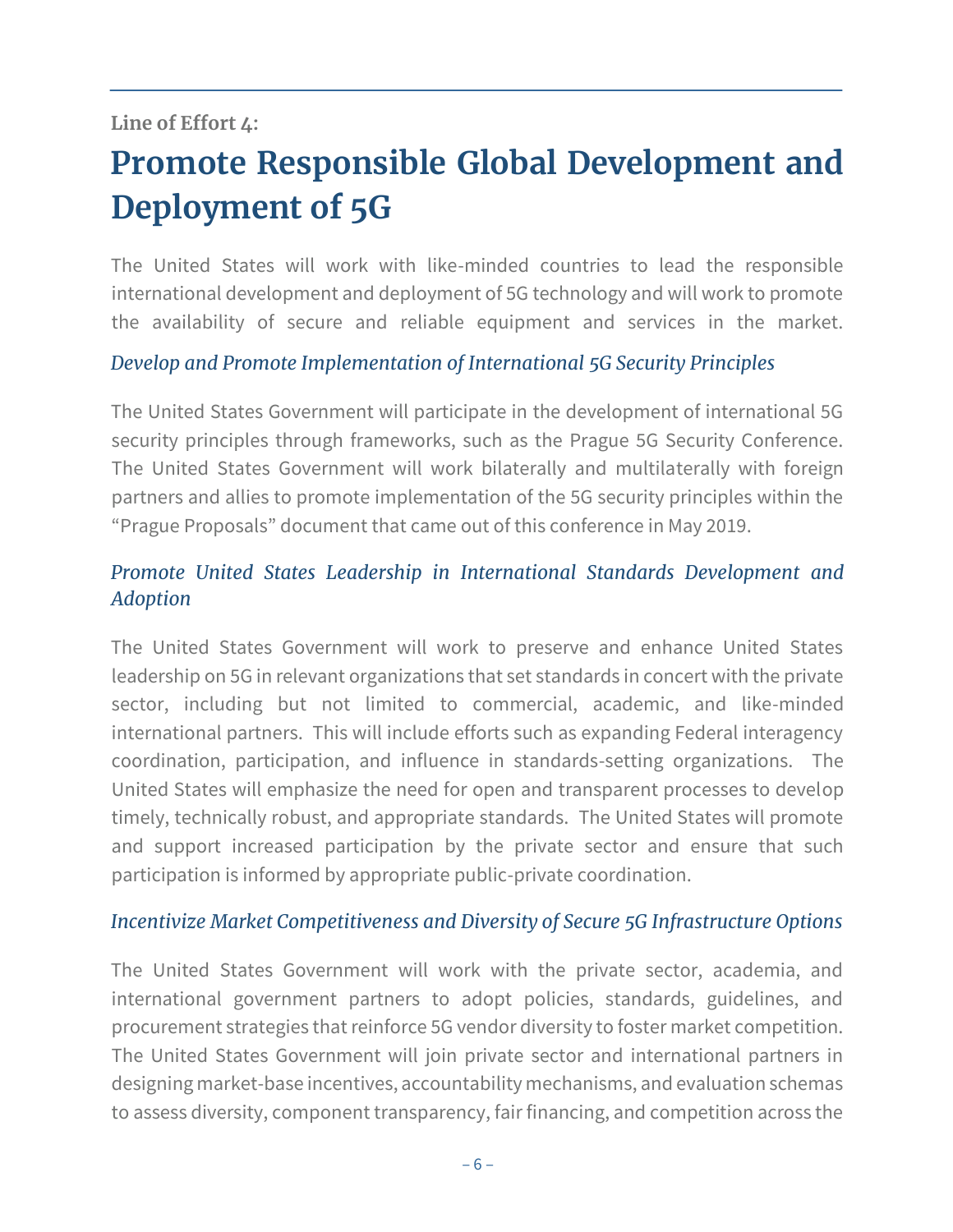Line of Effort 4:

# Promote Responsible Global Development and Deployment of 5G

The United States will work with like-minded countries to lead the responsible international development and deployment of 5G technology and will work to promote the availability of secure and reliable equipment and services in the market.

### *Develop and Promote Implementation of International 5G Security Principles*

The United States Government will participate in the development of international 5G security principles through frameworks, such as the Prague 5G Security Conference. The United States Government will work bilaterally and multilaterally with foreign partners and allies to promote implementation of the 5G security principles within the "Prague Proposals" document that came out of this conference in May 2019.

### *Promote United States Leadership in International Standards Development and Adoption*

The United States Government will work to preserve and enhance United States leadership on 5G in relevant organizations that set standards in concert with the private sector, including but not limited to commercial, academic, and like-minded international partners. This will include efforts such as expanding Federal interagency coordination, participation, and influence in standards-setting organizations. The United States will emphasize the need for open and transparent processes to develop timely, technically robust, and appropriate standards. The United States will promote and support increased participation by the private sector and ensure that such participation is informed by appropriate public-private coordination.

### *Incentivize Market Competitiveness and Diversity of Secure 5G Infrastructure Options*

The United States Government will work with the private sector, academia, and international government partners to adopt policies, standards, guidelines, and procurement strategies that reinforce 5G vendor diversity to foster market competition. The United States Government will join private sector and international partners in designing market-base incentives, accountability mechanisms, and evaluation schemas to assess diversity, component transparency, fair financing, and competition across the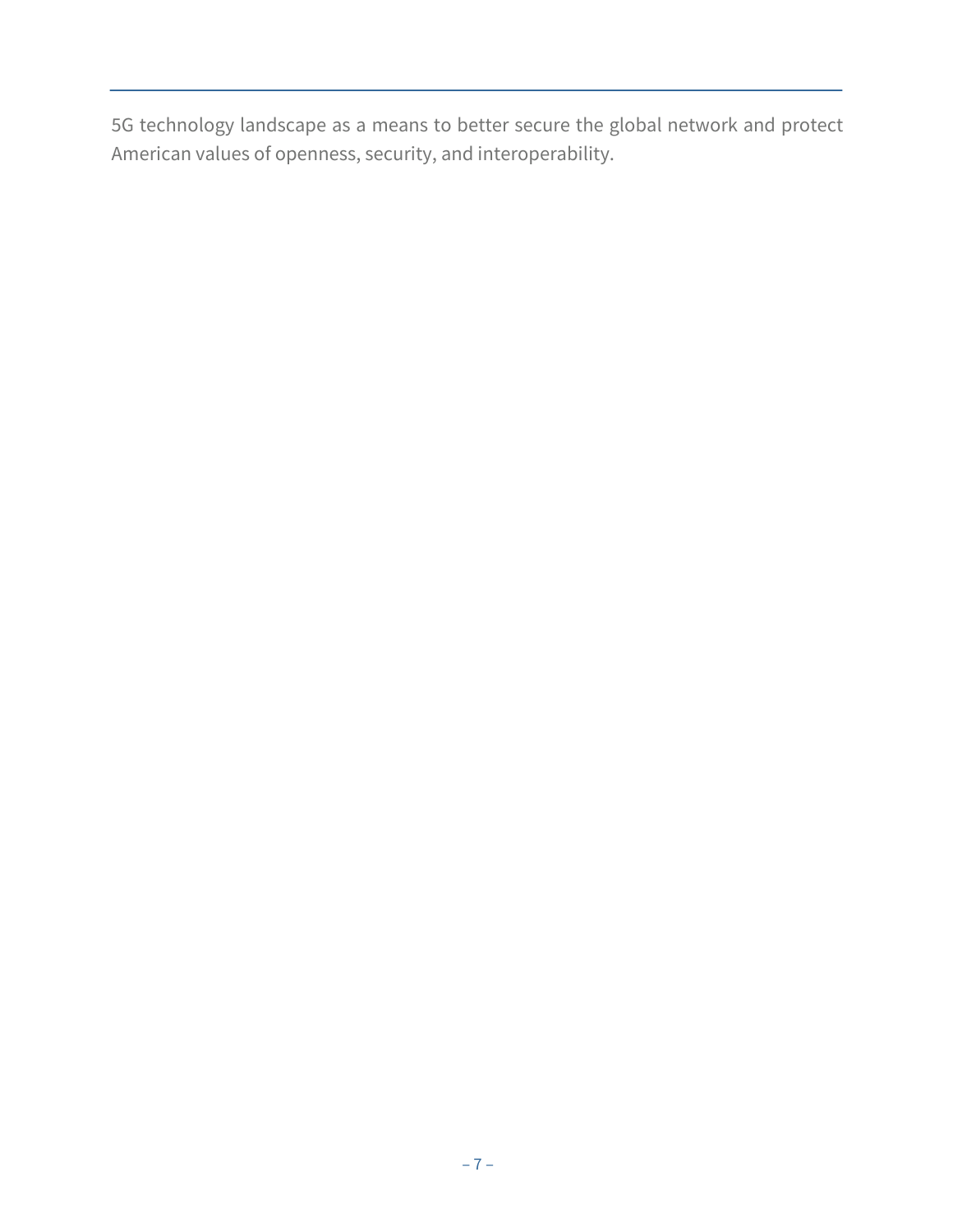5G technology landscape as a means to better secure the global network and protect American values of openness, security, and interoperability.